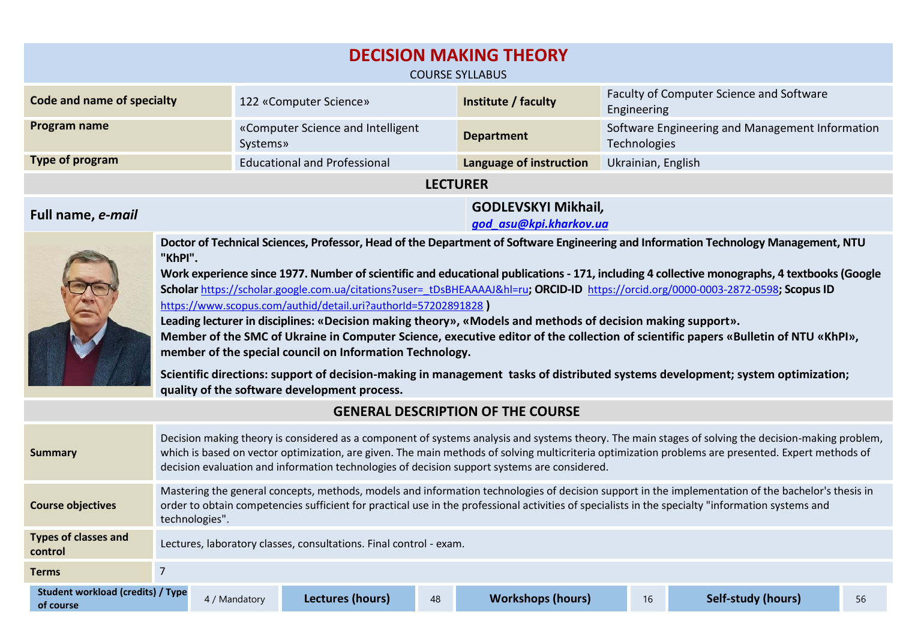# DECISION MAKING THEORY

COURSE SYLLABUS

| | | | |
|---|---|---|---|
| **Code and name of specialty** | 122 «Computer Science» | **Institute / faculty** | Faculty of Computer Science and Software Engineering |
| **Program name** | «Computer Science and Intelligent Systems» | **Department** | Software Engineering and Management Information Technologies |
| **Type of program** | Educational and Professional | **Language of instruction** | Ukrainian, English |

## LECTURER

**Full name, *e-mail***

**GODLEVSKYI Mikhail,**
***god_asu@kpi.kharkov.ua***

**Doctor of Technical Sciences, Professor, Head of the Department of Software Engineering and Information Technology Management, NTU "KhPI".**

**Work experience since 1977. Number of scientific and educational publications - 171, including 4 collective monographs, 4 textbooks (Google Scholar** https://scholar.google.com.ua/citations?user=_tDsBHEAAAAJ&hl=ru**; ORCID-ID** https://orcid.org/0000-0003-2872-0598**; Scopus ID** https://www.scopus.com/authid/detail.uri?authorId=57202891828 **)**

**Leading lecturer in disciplines: «Decision making theory», «Models and methods of decision making support».**

**Member of the SMC of Ukraine in Computer Science, executive editor of the collection of scientific papers «Bulletin of NTU «KhPI», member of the special council on Information Technology.**

**Scientific directions: support of decision-making in management tasks of distributed systems development; system optimization; quality of the software development process.**

## GENERAL DESCRIPTION OF THE COURSE

| | |
|---|---|
| **Summary** | Decision making theory is considered as a component of systems analysis and systems theory. The main stages of solving the decision-making problem, which is based on vector optimization, are given. The main methods of solving multicriteria optimization problems are presented. Expert methods of decision evaluation and information technologies of decision support systems are considered. |
| **Course objectives** | Mastering the general concepts, methods, models and information technologies of decision support in the implementation of the bachelor's thesis in order to obtain competencies sufficient for practical use in the professional activities of specialists in the specialty "information systems and technologies". |
| **Types of classes and control** | Lectures, laboratory classes, consultations. Final control - exam. |
| **Terms** | 7 |

| **Student workload (credits) / Type of course** | 4 / Mandatory | **Lectures (hours)** | 48 | **Workshops (hours)** | 16 | **Self-study (hours)** | 56 |
|---|---|---|---|---|---|---|---|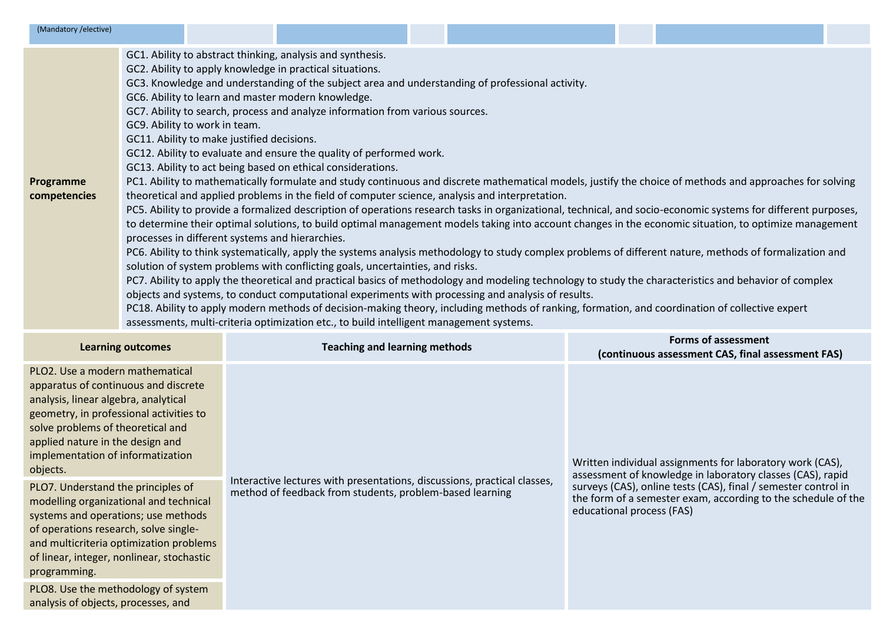| (Mandatory /elective) | | | | | | | |
|---|---|---|---|---|---|---|---|

| **Programme competencies** | GC1. Ability to abstract thinking, analysis and synthesis.<br>GC2. Ability to apply knowledge in practical situations.<br>GC3. Knowledge and understanding of the subject area and understanding of professional activity.<br>GC6. Ability to learn and master modern knowledge.<br>GC7. Ability to search, process and analyze information from various sources.<br>GC9. Ability to work in team.<br>GC11. Ability to make justified decisions.<br>GC12. Ability to evaluate and ensure the quality of performed work.<br>GC13. Ability to act being based on ethical considerations.<br>PC1. Ability to mathematically formulate and study continuous and discrete mathematical models, justify the choice of methods and approaches for solving theoretical and applied problems in the field of computer science, analysis and interpretation.<br>PC5. Ability to provide a formalized description of operations research tasks in organizational, technical, and socio-economic systems for different purposes, to determine their optimal solutions, to build optimal management models taking into account changes in the economic situation, to optimize management processes in different systems and hierarchies.<br>PC6. Ability to think systematically, apply the systems analysis methodology to study complex problems of different nature, methods of formalization and solution of system problems with conflicting goals, uncertainties, and risks.<br>PC7. Ability to apply the theoretical and practical basics of methodology and modeling technology to study the characteristics and behavior of complex objects and systems, to conduct computational experiments with processing and analysis of results.<br>PC18. Ability to apply modern methods of decision-making theory, including methods of ranking, formation, and coordination of collective expert assessments, multi-criteria optimization etc., to build intelligent management systems. |
|---|---|

| **Learning outcomes** | **Teaching and learning methods** | **Forms of assessment (continuous assessment CAS, final assessment FAS)** |
|---|---|---|
| PLO2. Use a modern mathematical apparatus of continuous and discrete analysis, linear algebra, analytical geometry, in professional activities to solve problems of theoretical and applied nature in the design and implementation of informatization objects.<br><br>PLO7. Understand the principles of modelling organizational and technical systems and operations; use methods of operations research, solve single- and multicriteria optimization problems of linear, integer, nonlinear, stochastic programming.<br><br>PLO8. Use the methodology of system analysis of objects, processes, and | Interactive lectures with presentations, discussions, practical classes, method of feedback from students, problem-based learning | Written individual assignments for laboratory work (CAS), assessment of knowledge in laboratory classes (CAS), rapid surveys (CAS), online tests (CAS), final / semester control in the form of a semester exam, according to the schedule of the educational process (FAS) |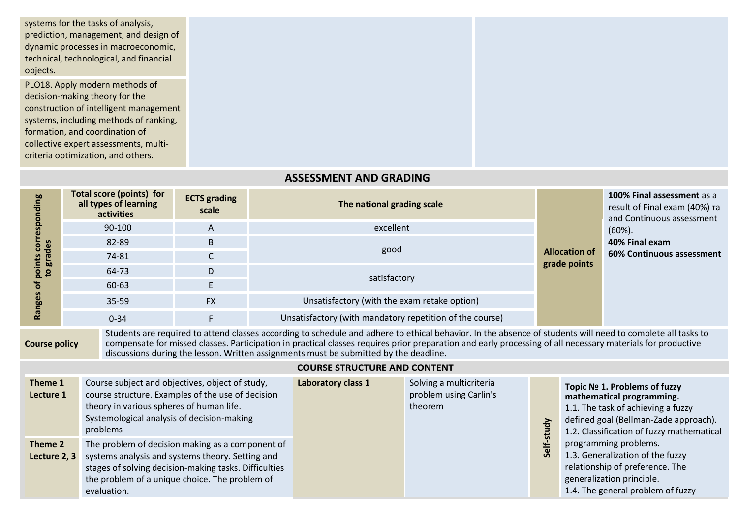| | | |
|---|---|---|
| systems for the tasks of analysis, prediction, management, and design of dynamic processes in macroeconomic, technical, technological, and financial objects. | | |
| PLO18. Apply modern methods of decision-making theory for the construction of intelligent management systems, including methods of ranking, formation, and coordination of collective expert assessments, multi-criteria optimization, and others. | | |

## ASSESSMENT AND GRADING

| Ranges of points corresponding to grades | Total score (points) for all types of learning activities | ECTS grading scale | The national grading scale | Allocation of grade points | **100% Final assessment** as a result of Final exam (40%) та and Continuous assessment (60%). **40% Final exam** **60% Continuous assessment** |
|---|---|---|---|---|---|
| | 90-100 | A | excellent | | |
| | 82-89 | B | good | | |
| | 74-81 | C | | | |
| | 64-73 | D | satisfactory | | |
| | 60-63 | E | | | |
| | 35-59 | FX | Unsatisfactory (with the exam retake option) | | |
| | 0-34 | F | Unsatisfactory (with mandatory repetition of the course) | | |

**Course policy**

Students are required to attend classes according to schedule and adhere to ethical behavior. In the absence of students will need to complete all tasks to compensate for missed classes. Participation in practical classes requires prior preparation and early processing of all necessary materials for productive discussions during the lesson. Written assignments must be submitted by the deadline.

## COURSE STRUCTURE AND CONTENT

| | | | | | |
|---|---|---|---|---|---|
| **Theme 1 Lecture 1** | Course subject and objectives, object of study, course structure. Examples of the use of decision theory in various spheres of human life. Systemological analysis of decision-making problems | **Laboratory class 1** | Solving a multicriteria problem using Carlin's theorem | **Self-study** | **Topic № 1. Problems of fuzzy mathematical programming.** 1.1. The task of achieving a fuzzy defined goal (Bellman-Zade approach). 1.2. Classification of fuzzy mathematical programming problems. 1.3. Generalization of the fuzzy relationship of preference. The generalization principle. 1.4. The general problem of fuzzy |
| **Theme 2 Lecture 2, 3** | The problem of decision making as a component of systems analysis and systems theory. Setting and stages of solving decision-making tasks. Difficulties the problem of a unique choice. The problem of evaluation. | | | | |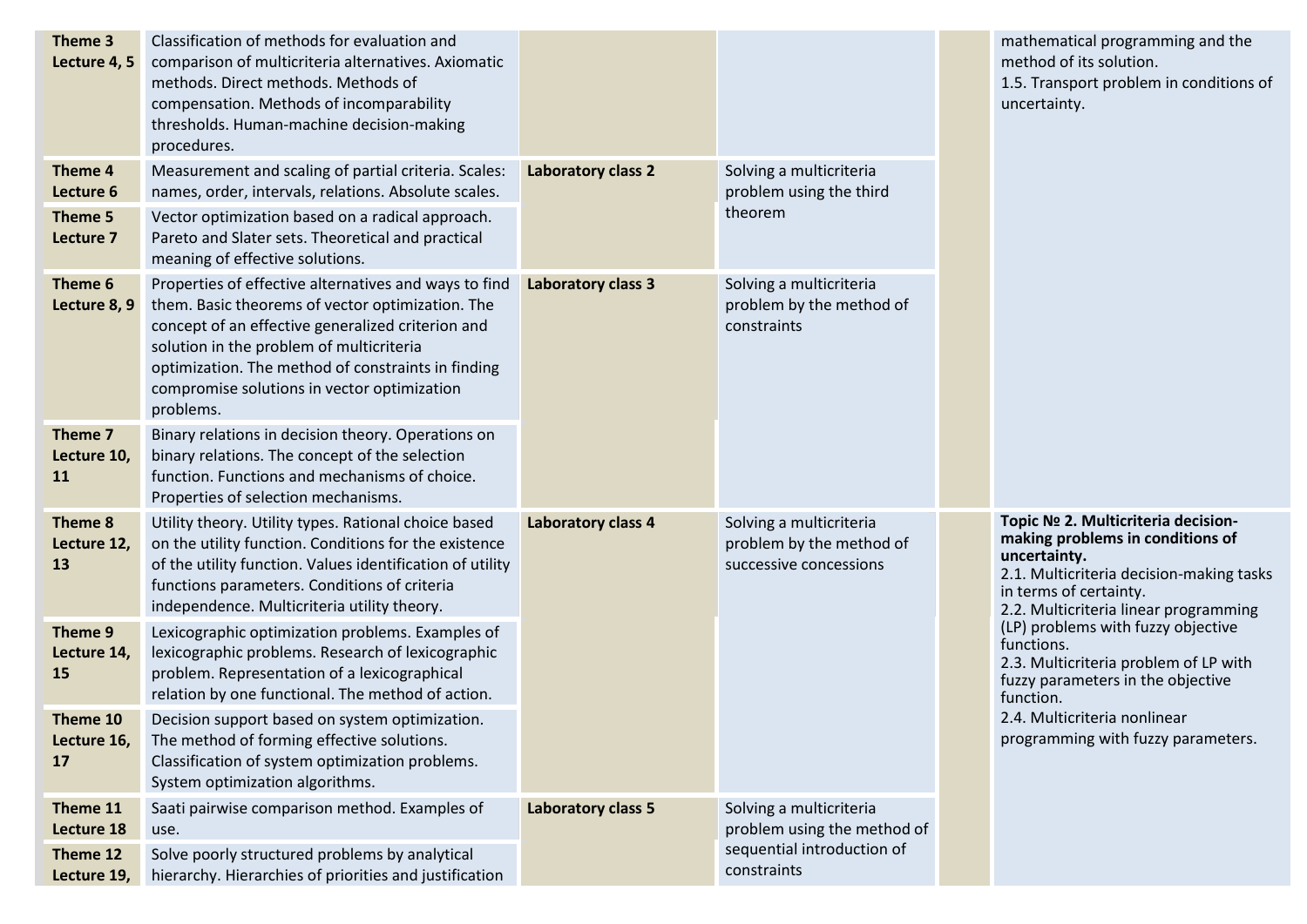| | | | | | |
|---|---|---|---|---|---|
| **Theme 3 Lecture 4, 5** | Classification of methods for evaluation and comparison of multicriteria alternatives. Axiomatic methods. Direct methods. Methods of compensation. Methods of incomparability thresholds. Human-machine decision-making procedures. | | | | mathematical programming and the method of its solution.<br>1.5. Transport problem in conditions of uncertainty. |
| **Theme 4 Lecture 6** | Measurement and scaling of partial criteria. Scales: names, order, intervals, relations. Absolute scales. | **Laboratory class 2** | Solving a multicriteria problem using the third theorem | | |
| **Theme 5 Lecture 7** | Vector optimization based on a radical approach. Pareto and Slater sets. Theoretical and practical meaning of effective solutions. | | | | |
| **Theme 6 Lecture 8, 9** | Properties of effective alternatives and ways to find them. Basic theorems of vector optimization. The concept of an effective generalized criterion and solution in the problem of multicriteria optimization. The method of constraints in finding compromise solutions in vector optimization problems. | **Laboratory class 3** | Solving a multicriteria problem by the method of constraints | | |
| **Theme 7 Lecture 10, 11** | Binary relations in decision theory. Operations on binary relations. The concept of the selection function. Functions and mechanisms of choice. Properties of selection mechanisms. | | | | |
| **Theme 8 Lecture 12, 13** | Utility theory. Utility types. Rational choice based on the utility function. Conditions for the existence of the utility function. Values identification of utility functions parameters. Conditions of criteria independence. Multicriteria utility theory. | **Laboratory class 4** | Solving a multicriteria problem by the method of successive concessions | | **Topic № 2. Multicriteria decision-making problems in conditions of uncertainty.**<br>2.1. Multicriteria decision-making tasks in terms of certainty.<br>2.2. Multicriteria linear programming (LP) problems with fuzzy objective functions.<br>2.3. Multicriteria problem of LP with fuzzy parameters in the objective function.<br>2.4. Multicriteria nonlinear programming with fuzzy parameters. |
| **Theme 9 Lecture 14, 15** | Lexicographic optimization problems. Examples of lexicographic problems. Research of lexicographic problem. Representation of a lexicographical relation by one functional. The method of action. | | | | |
| **Theme 10 Lecture 16, 17** | Decision support based on system optimization. The method of forming effective solutions. Classification of system optimization problems. System optimization algorithms. | | | | |
| **Theme 11 Lecture 18** | Saati pairwise comparison method. Examples of use. | **Laboratory class 5** | Solving a multicriteria problem using the method of sequential introduction of constraints | | |
| **Theme 12 Lecture 19,** | Solve poorly structured problems by analytical hierarchy. Hierarchies of priorities and justification | | | | |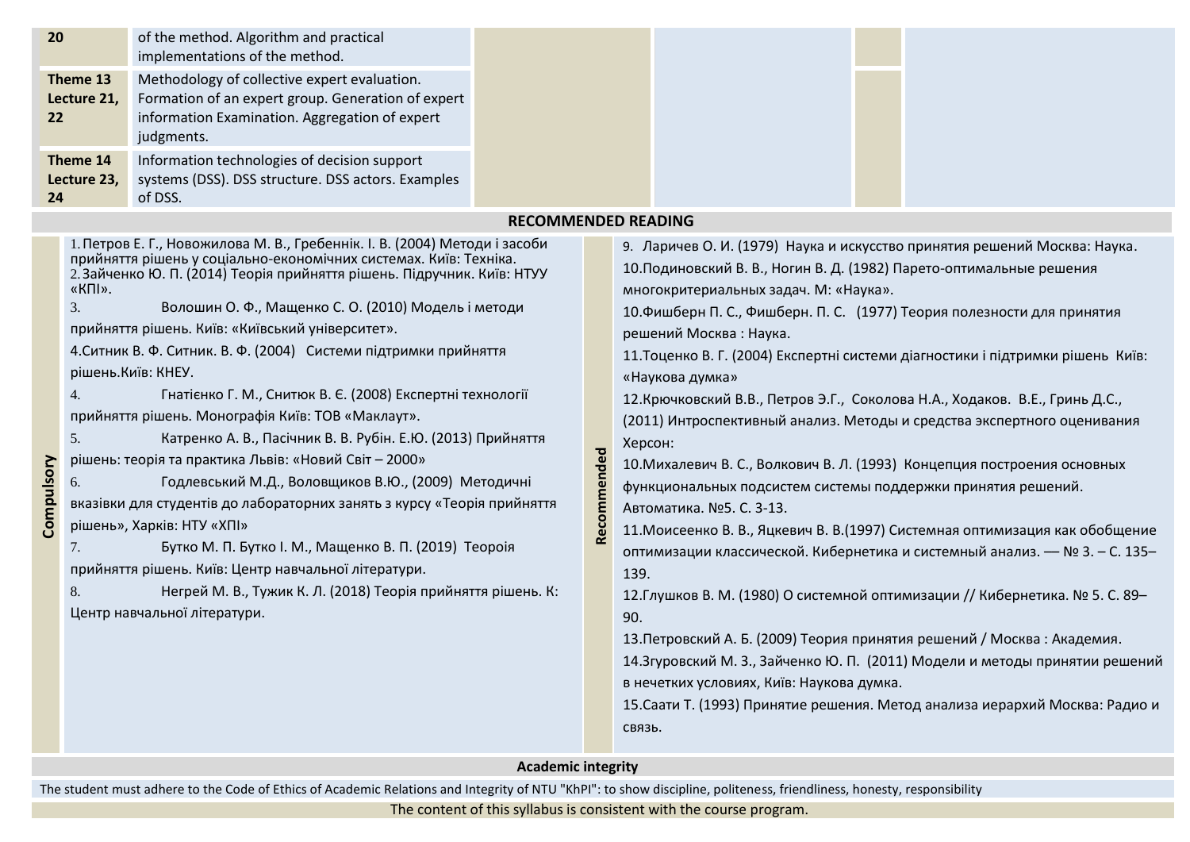| | | | | | |
|---|---|---|---|---|---|
| **20** | of the method. Algorithm and practical implementations of the method. | | | | |
| **Theme 13 Lecture 21, 22** | Methodology of collective expert evaluation. Formation of an expert group. Generation of expert information Examination. Aggregation of expert judgments. | | | | |
| **Theme 14 Lecture 23, 24** | Information technologies of decision support systems (DSS). DSS structure. DSS actors. Examples of DSS. | | | | |

## RECOMMENDED READING

**Compulsory**

1. Петров Е. Г., Новожилова М. В., Гребеннік. І. В. (2004) Методи і засоби прийняття рішень у соціально-економічних системах. Київ: Техніка.
2. Зайченко Ю. П. (2014) Теорія прийняття рішень. Підручник. Київ: НТУУ «КПІ».
3. Волошин О. Ф., Мащенко С. О. (2010) Модель і методи прийняття рішень. Київ: «Київський університет».
4. Ситник В. Ф. Ситник. В. Ф. (2004) Системи підтримки прийняття рішень.Київ: КНЕУ.
4. Гнатієнко Г. М., Снитюк В. Є. (2008) Експертні технології прийняття рішень. Монографія Київ: ТОВ «Маклаут».
5. Катренко А. В., Пасічник В. В. Рубін. Е.Ю. (2013) Прийняття рішень: теорія та практика Львів: «Новий Світ – 2000»
6. Годлевський М.Д., Воловщиков В.Ю., (2009) Методичні вказівки для студентів до лабораторних занять з курсу «Теорія прийняття рішень», Харків: НТУ «ХПІ»
7. Бутко М. П. Бутко І. М., Мащенко В. П. (2019) Теороія прийняття рішень. Київ: Центр навчальної літератури.
8. Негрей М. В., Тужик К. Л. (2018) Теорія прийняття рішень. К: Центр навчальної літератури.

**Recommended**

9. Ларичев О. И. (1979) Наука и искусство принятия решений Москва: Наука.
10. Подиновский В. В., Ногин В. Д. (1982) Парето-оптимальные решения многокритериальных задач. М: «Наука».
10. Фишберн П. С., Фишберн. П. С. (1977) Теория полезности для принятия решений Москва : Наука.
11. Тоценко В. Г. (2004) Експертні системи діагностики і підтримки рішень Київ: «Наукова думка»
12. Крючковский В.В., Петров Э.Г., Соколова Н.А., Ходаков. В.Е., Гринь Д.С., (2011) Интроспективный анализ. Методы и средства экспертного оценивания Херсон:
10. Михалевич В. С., Волкович В. Л. (1993) Концепция построения основных функциональных подсистем системы поддержки принятия решений. Автоматика. №5. С. 3-13.
11. Моисеенко В. В., Яцкевич В. В.(1997) Системная оптимизация как обобщение оптимизации классической. Кибернетика и системный анализ. — № 3. – С. 135–139.
12. Глушков В. М. (1980) О системной оптимизации // Кибернетика. № 5. С. 89–90.
13. Петровский А. Б. (2009) Теория принятия решений / Москва : Академия.
14. Згуровский М. З., Зайченко Ю. П. (2011) Модели и методы принятии решений в нечетких условиях, Київ: Наукова думка.
15. Саати Т. (1993) Принятие решения. Метод анализа иерархий Москва: Радио и связь.

**Academic integrity**

The student must adhere to the Code of Ethics of Academic Relations and Integrity of NTU "KhPI": to show discipline, politeness, friendliness, honesty, responsibility

The content of this syllabus is consistent with the course program.